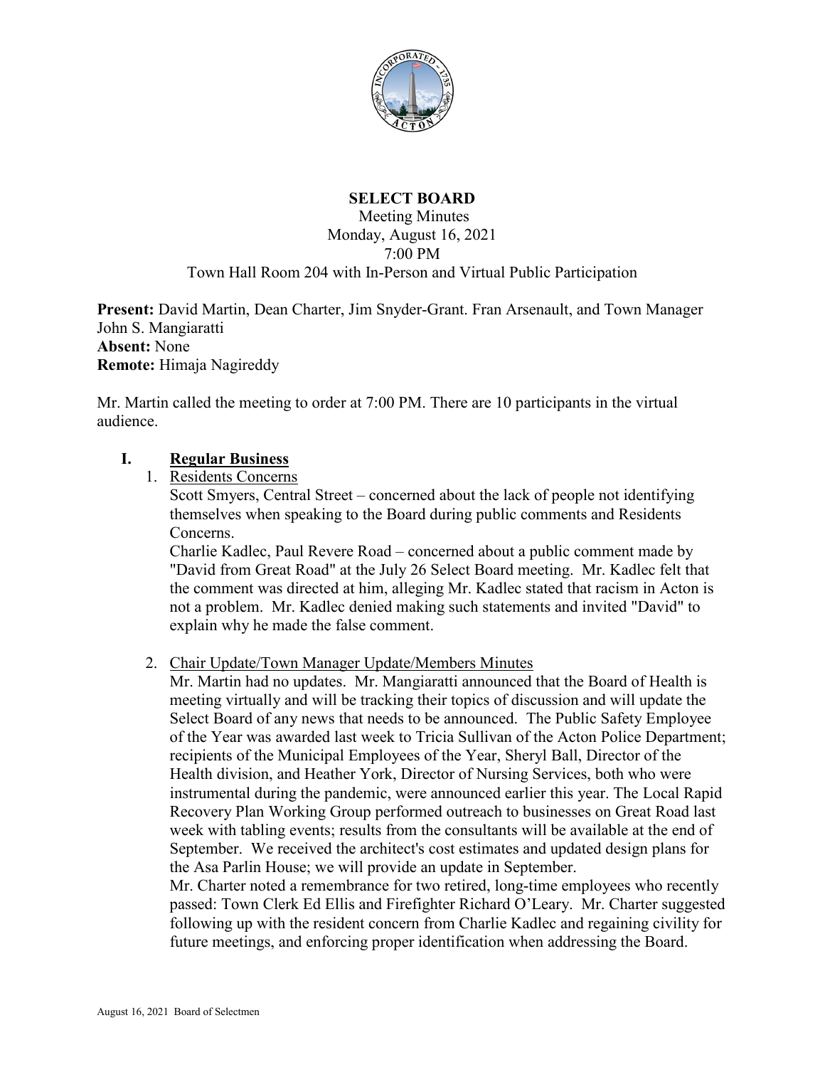# SELECT BOARD

Meeting Minutes
Monday, August 16, 2021
7:00 PM
Town Hall Room 204 with In-Person and Virtual Public Participation

**Present:** David Martin, Dean Charter, Jim Snyder-Grant. Fran Arsenault, and Town Manager John S. Mangiaratti
**Absent:** None
**Remote:** Himaja Nagireddy

Mr. Martin called the meeting to order at 7:00 PM. There are 10 participants in the virtual audience.

## I. Regular Business

1. Residents Concerns
   Scott Smyers, Central Street – concerned about the lack of people not identifying themselves when speaking to the Board during public comments and Residents Concerns.
   Charlie Kadlec, Paul Revere Road – concerned about a public comment made by "David from Great Road" at the July 26 Select Board meeting. Mr. Kadlec felt that the comment was directed at him, alleging Mr. Kadlec stated that racism in Acton is not a problem. Mr. Kadlec denied making such statements and invited "David" to explain why he made the false comment.

2. Chair Update/Town Manager Update/Members Minutes
   Mr. Martin had no updates. Mr. Mangiaratti announced that the Board of Health is meeting virtually and will be tracking their topics of discussion and will update the Select Board of any news that needs to be announced. The Public Safety Employee of the Year was awarded last week to Tricia Sullivan of the Acton Police Department; recipients of the Municipal Employees of the Year, Sheryl Ball, Director of the Health division, and Heather York, Director of Nursing Services, both who were instrumental during the pandemic, were announced earlier this year. The Local Rapid Recovery Plan Working Group performed outreach to businesses on Great Road last week with tabling events; results from the consultants will be available at the end of September. We received the architect's cost estimates and updated design plans for the Asa Parlin House; we will provide an update in September.
   Mr. Charter noted a remembrance for two retired, long-time employees who recently passed: Town Clerk Ed Ellis and Firefighter Richard O'Leary. Mr. Charter suggested following up with the resident concern from Charlie Kadlec and regaining civility for future meetings, and enforcing proper identification when addressing the Board.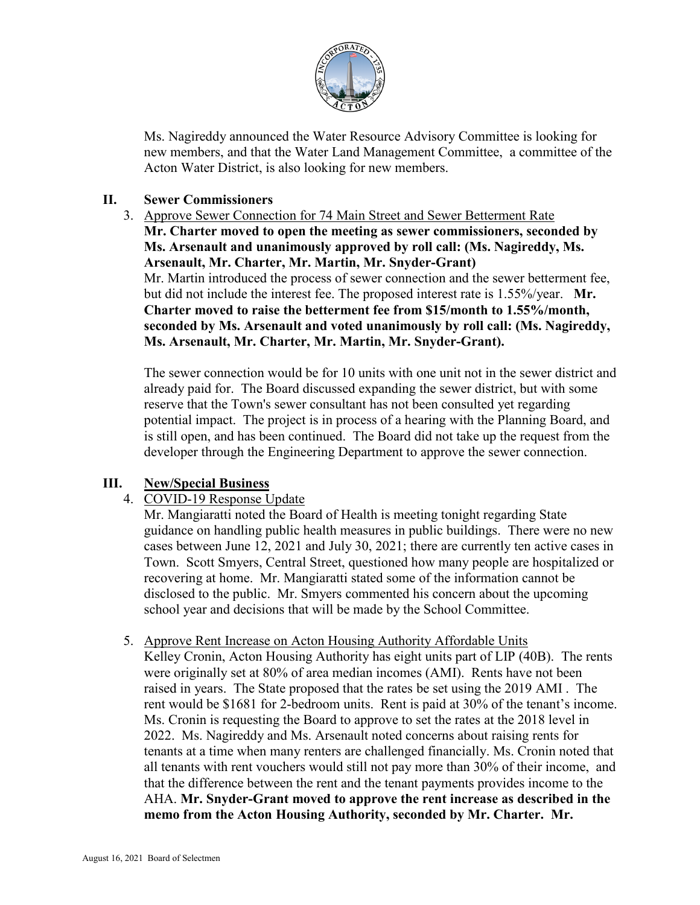Ms. Nagireddy announced the Water Resource Advisory Committee is looking for new members, and that the Water Land Management Committee, a committee of the Acton Water District, is also looking for new members.

## II. Sewer Commissioners

3. Approve Sewer Connection for 74 Main Street and Sewer Betterment Rate
   **Mr. Charter moved to open the meeting as sewer commissioners, seconded by Ms. Arsenault and unanimously approved by roll call: (Ms. Nagireddy, Ms. Arsenault, Mr. Charter, Mr. Martin, Mr. Snyder-Grant)**
   Mr. Martin introduced the process of sewer connection and the sewer betterment fee, but did not include the interest fee. The proposed interest rate is 1.55%/year. **Mr. Charter moved to raise the betterment fee from $15/month to 1.55%/month, seconded by Ms. Arsenault and voted unanimously by roll call: (Ms. Nagireddy, Ms. Arsenault, Mr. Charter, Mr. Martin, Mr. Snyder-Grant).**

   The sewer connection would be for 10 units with one unit not in the sewer district and already paid for. The Board discussed expanding the sewer district, but with some reserve that the Town's sewer consultant has not been consulted yet regarding potential impact. The project is in process of a hearing with the Planning Board, and is still open, and has been continued. The Board did not take up the request from the developer through the Engineering Department to approve the sewer connection.

## III. New/Special Business

4. COVID-19 Response Update
   Mr. Mangiaratti noted the Board of Health is meeting tonight regarding State guidance on handling public health measures in public buildings. There were no new cases between June 12, 2021 and July 30, 2021; there are currently ten active cases in Town. Scott Smyers, Central Street, questioned how many people are hospitalized or recovering at home. Mr. Mangiaratti stated some of the information cannot be disclosed to the public. Mr. Smyers commented his concern about the upcoming school year and decisions that will be made by the School Committee.

5. Approve Rent Increase on Acton Housing Authority Affordable Units
   Kelley Cronin, Acton Housing Authority has eight units part of LIP (40B). The rents were originally set at 80% of area median incomes (AMI). Rents have not been raised in years. The State proposed that the rates be set using the 2019 AMI . The rent would be $1681 for 2-bedroom units. Rent is paid at 30% of the tenant's income. Ms. Cronin is requesting the Board to approve to set the rates at the 2018 level in 2022. Ms. Nagireddy and Ms. Arsenault noted concerns about raising rents for tenants at a time when many renters are challenged financially. Ms. Cronin noted that all tenants with rent vouchers would still not pay more than 30% of their income, and that the difference between the rent and the tenant payments provides income to the AHA. **Mr. Snyder-Grant moved to approve the rent increase as described in the memo from the Acton Housing Authority, seconded by Mr. Charter. Mr.**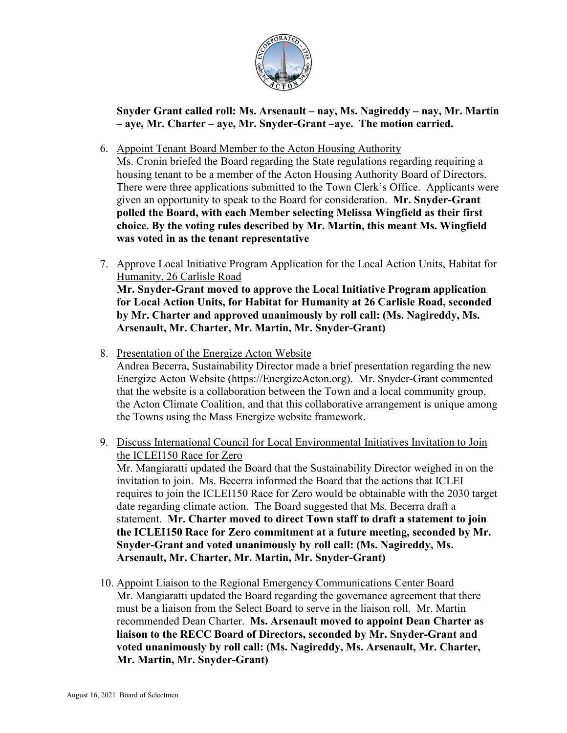**Snyder Grant called roll: Ms. Arsenault – nay, Ms. Nagireddy – nay, Mr. Martin – aye, Mr. Charter – aye, Mr. Snyder-Grant –aye. The motion carried.**

6. Appoint Tenant Board Member to the Acton Housing Authority
   Ms. Cronin briefed the Board regarding the State regulations regarding requiring a housing tenant to be a member of the Acton Housing Authority Board of Directors. There were three applications submitted to the Town Clerk's Office. Applicants were given an opportunity to speak to the Board for consideration. **Mr. Snyder-Grant polled the Board, with each Member selecting Melissa Wingfield as their first choice. By the voting rules described by Mr. Martin, this meant Ms. Wingfield was voted in as the tenant representative**

7. Approve Local Initiative Program Application for the Local Action Units, Habitat for Humanity, 26 Carlisle Road
   **Mr. Snyder-Grant moved to approve the Local Initiative Program application for Local Action Units, for Habitat for Humanity at 26 Carlisle Road, seconded by Mr. Charter and approved unanimously by roll call: (Ms. Nagireddy, Ms. Arsenault, Mr. Charter, Mr. Martin, Mr. Snyder-Grant)**

8. Presentation of the Energize Acton Website
   Andrea Becerra, Sustainability Director made a brief presentation regarding the new Energize Acton Website (https://EnergizeActon.org). Mr. Snyder-Grant commented that the website is a collaboration between the Town and a local community group, the Acton Climate Coalition, and that this collaborative arrangement is unique among the Towns using the Mass Energize website framework.

9. Discuss International Council for Local Environmental Initiatives Invitation to Join the ICLEI150 Race for Zero
   Mr. Mangiaratti updated the Board that the Sustainability Director weighed in on the invitation to join. Ms. Becerra informed the Board that the actions that ICLEI requires to join the ICLEI150 Race for Zero would be obtainable with the 2030 target date regarding climate action. The Board suggested that Ms. Becerra draft a statement. **Mr. Charter moved to direct Town staff to draft a statement to join the ICLEI150 Race for Zero commitment at a future meeting, seconded by Mr. Snyder-Grant and voted unanimously by roll call: (Ms. Nagireddy, Ms. Arsenault, Mr. Charter, Mr. Martin, Mr. Snyder-Grant)**

10. Appoint Liaison to the Regional Emergency Communications Center Board
    Mr. Mangiaratti updated the Board regarding the governance agreement that there must be a liaison from the Select Board to serve in the liaison roll. Mr. Martin recommended Dean Charter. **Ms. Arsenault moved to appoint Dean Charter as liaison to the RECC Board of Directors, seconded by Mr. Snyder-Grant and voted unanimously by roll call: (Ms. Nagireddy, Ms. Arsenault, Mr. Charter, Mr. Martin, Mr. Snyder-Grant)**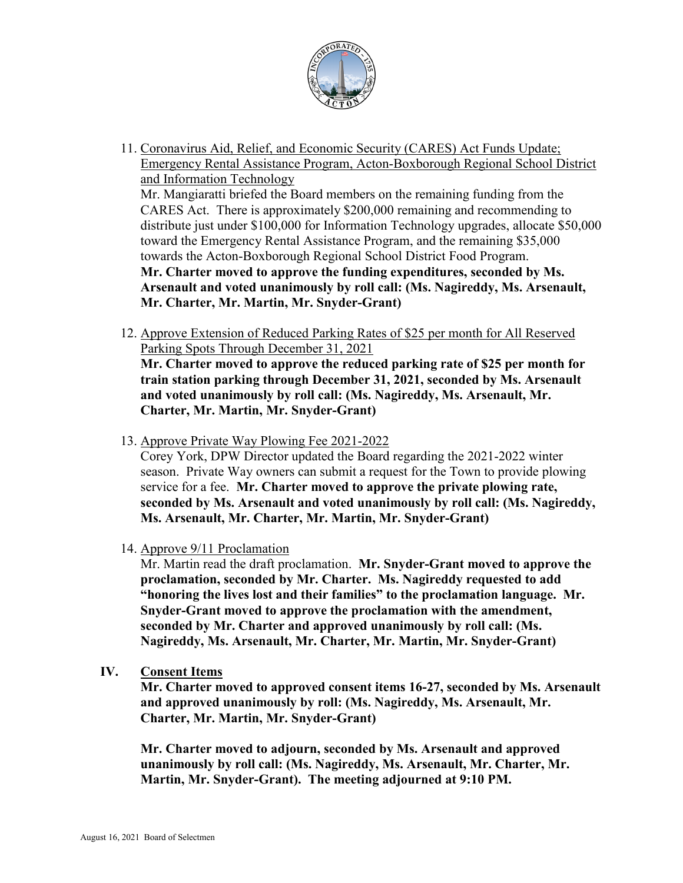11. Coronavirus Aid, Relief, and Economic Security (CARES) Act Funds Update; Emergency Rental Assistance Program, Acton-Boxborough Regional School District and Information Technology
    Mr. Mangiaratti briefed the Board members on the remaining funding from the CARES Act. There is approximately $200,000 remaining and recommending to distribute just under $100,000 for Information Technology upgrades, allocate $50,000 toward the Emergency Rental Assistance Program, and the remaining $35,000 towards the Acton-Boxborough Regional School District Food Program.
    **Mr. Charter moved to approve the funding expenditures, seconded by Ms. Arsenault and voted unanimously by roll call: (Ms. Nagireddy, Ms. Arsenault, Mr. Charter, Mr. Martin, Mr. Snyder-Grant)**

12. Approve Extension of Reduced Parking Rates of $25 per month for All Reserved Parking Spots Through December 31, 2021
    **Mr. Charter moved to approve the reduced parking rate of $25 per month for train station parking through December 31, 2021, seconded by Ms. Arsenault and voted unanimously by roll call: (Ms. Nagireddy, Ms. Arsenault, Mr. Charter, Mr. Martin, Mr. Snyder-Grant)**

13. Approve Private Way Plowing Fee 2021-2022
    Corey York, DPW Director updated the Board regarding the 2021-2022 winter season. Private Way owners can submit a request for the Town to provide plowing service for a fee. **Mr. Charter moved to approve the private plowing rate, seconded by Ms. Arsenault and voted unanimously by roll call: (Ms. Nagireddy, Ms. Arsenault, Mr. Charter, Mr. Martin, Mr. Snyder-Grant)**

14. Approve 9/11 Proclamation
    Mr. Martin read the draft proclamation. **Mr. Snyder-Grant moved to approve the proclamation, seconded by Mr. Charter. Ms. Nagireddy requested to add "honoring the lives lost and their families" to the proclamation language. Mr. Snyder-Grant moved to approve the proclamation with the amendment, seconded by Mr. Charter and approved unanimously by roll call: (Ms. Nagireddy, Ms. Arsenault, Mr. Charter, Mr. Martin, Mr. Snyder-Grant)**

## IV. Consent Items

**Mr. Charter moved to approved consent items 16-27, seconded by Ms. Arsenault and approved unanimously by roll: (Ms. Nagireddy, Ms. Arsenault, Mr. Charter, Mr. Martin, Mr. Snyder-Grant)**

**Mr. Charter moved to adjourn, seconded by Ms. Arsenault and approved unanimously by roll call: (Ms. Nagireddy, Ms. Arsenault, Mr. Charter, Mr. Martin, Mr. Snyder-Grant). The meeting adjourned at 9:10 PM.**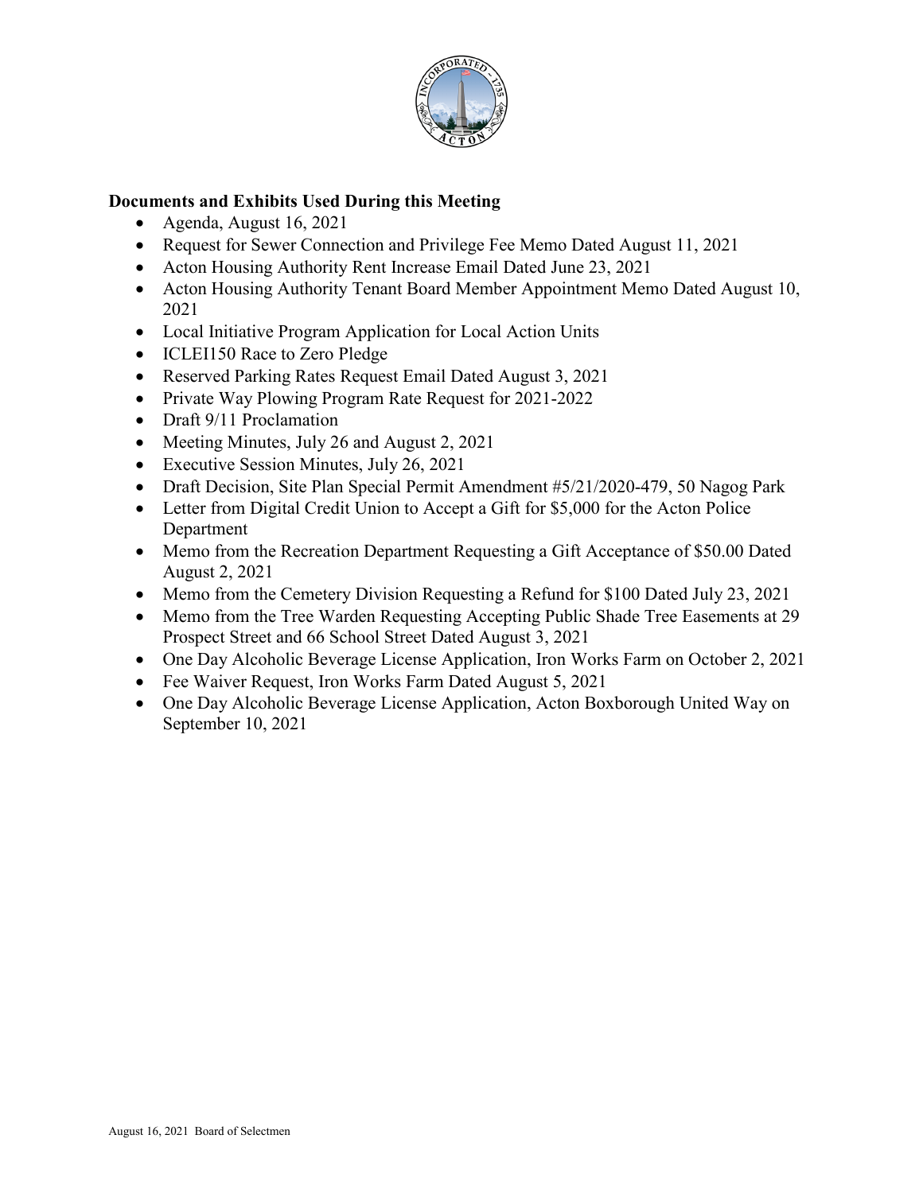**Documents and Exhibits Used During this Meeting**

- Agenda, August 16, 2021
- Request for Sewer Connection and Privilege Fee Memo Dated August 11, 2021
- Acton Housing Authority Rent Increase Email Dated June 23, 2021
- Acton Housing Authority Tenant Board Member Appointment Memo Dated August 10, 2021
- Local Initiative Program Application for Local Action Units
- ICLEI150 Race to Zero Pledge
- Reserved Parking Rates Request Email Dated August 3, 2021
- Private Way Plowing Program Rate Request for 2021-2022
- Draft 9/11 Proclamation
- Meeting Minutes, July 26 and August 2, 2021
- Executive Session Minutes, July 26, 2021
- Draft Decision, Site Plan Special Permit Amendment #5/21/2020-479, 50 Nagog Park
- Letter from Digital Credit Union to Accept a Gift for $5,000 for the Acton Police Department
- Memo from the Recreation Department Requesting a Gift Acceptance of $50.00 Dated August 2, 2021
- Memo from the Cemetery Division Requesting a Refund for $100 Dated July 23, 2021
- Memo from the Tree Warden Requesting Accepting Public Shade Tree Easements at 29 Prospect Street and 66 School Street Dated August 3, 2021
- One Day Alcoholic Beverage License Application, Iron Works Farm on October 2, 2021
- Fee Waiver Request, Iron Works Farm Dated August 5, 2021
- One Day Alcoholic Beverage License Application, Acton Boxborough United Way on September 10, 2021